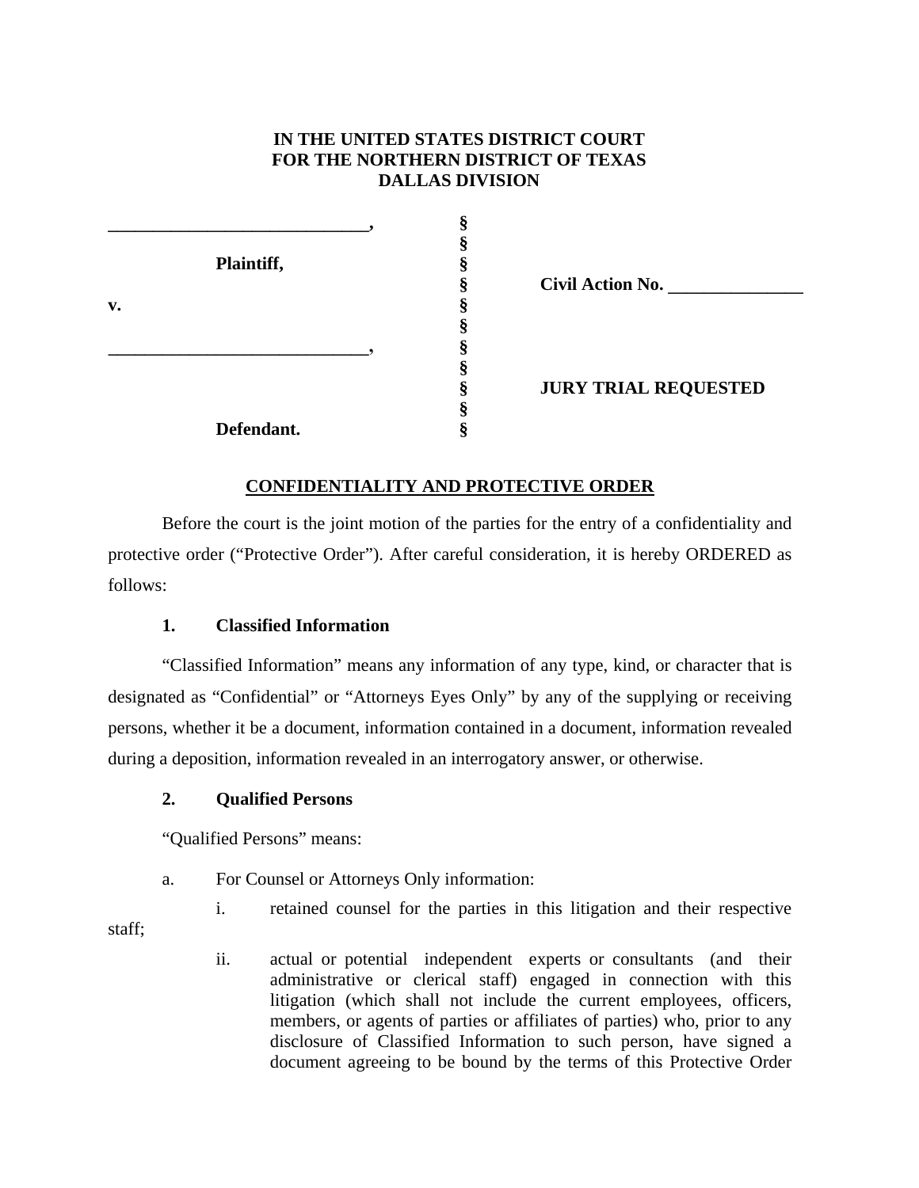**IN THE UNITED STATES DISTRICT COURT**
**FOR THE NORTHERN DISTRICT OF TEXAS**
**DALLAS DIVISION**

| | | |
|---|---|---|
| **______________________________,** | **§** | |
| | **§** | |
| **Plaintiff,** | **§** | |
| | **§** | **Civil Action No. _______________** |
| **v.** | **§** | |
| | **§** | |
| **______________________________,** | **§** | |
| | **§** | |
| | **§** | **JURY TRIAL REQUESTED** |
| | **§** | |
| **Defendant.** | **§** | |

**<u>CONFIDENTIALITY AND PROTECTIVE ORDER</u>**

Before the court is the joint motion of the parties for the entry of a confidentiality and protective order ("Protective Order"). After careful consideration, it is hereby ORDERED as follows:

**1. Classified Information**

"Classified Information" means any information of any type, kind, or character that is designated as "Confidential" or "Attorneys Eyes Only" by any of the supplying or receiving persons, whether it be a document, information contained in a document, information revealed during a deposition, information revealed in an interrogatory answer, or otherwise.

**2. Qualified Persons**

"Qualified Persons" means:

a. For Counsel or Attorneys Only information:

i. retained counsel for the parties in this litigation and their respective staff;

ii. actual or potential independent experts or consultants (and their administrative or clerical staff) engaged in connection with this litigation (which shall not include the current employees, officers, members, or agents of parties or affiliates of parties) who, prior to any disclosure of Classified Information to such person, have signed a document agreeing to be bound by the terms of this Protective Order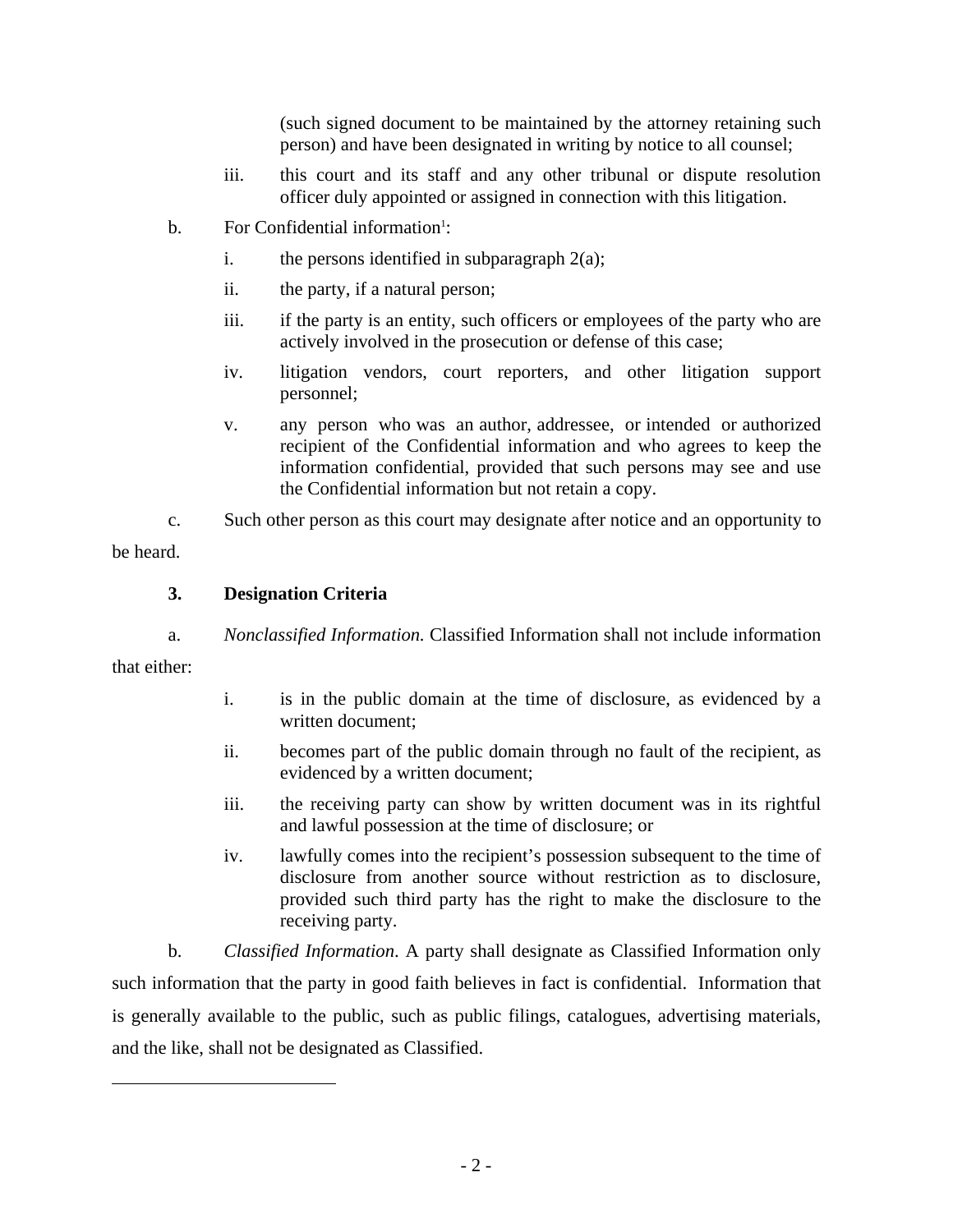(such signed document to be maintained by the attorney retaining such person) and have been designated in writing by notice to all counsel;

iii. this court and its staff and any other tribunal or dispute resolution officer duly appointed or assigned in connection with this litigation.

b. For Confidential information[1]:

i. the persons identified in subparagraph 2(a);

ii. the party, if a natural person;

iii. if the party is an entity, such officers or employees of the party who are actively involved in the prosecution or defense of this case;

iv. litigation vendors, court reporters, and other litigation support personnel;

v. any person who was an author, addressee, or intended or authorized recipient of the Confidential information and who agrees to keep the information confidential, provided that such persons may see and use the Confidential information but not retain a copy.

c. Such other person as this court may designate after notice and an opportunity to be heard.

**3. Designation Criteria**

a. *Nonclassified Information.* Classified Information shall not include information that either:

i. is in the public domain at the time of disclosure, as evidenced by a written document;

ii. becomes part of the public domain through no fault of the recipient, as evidenced by a written document;

iii. the receiving party can show by written document was in its rightful and lawful possession at the time of disclosure; or

iv. lawfully comes into the recipient's possession subsequent to the time of disclosure from another source without restriction as to disclosure, provided such third party has the right to make the disclosure to the receiving party.

b. *Classified Information*. A party shall designate as Classified Information only such information that the party in good faith believes in fact is confidential. Information that is generally available to the public, such as public filings, catalogues, advertising materials, and the like, shall not be designated as Classified.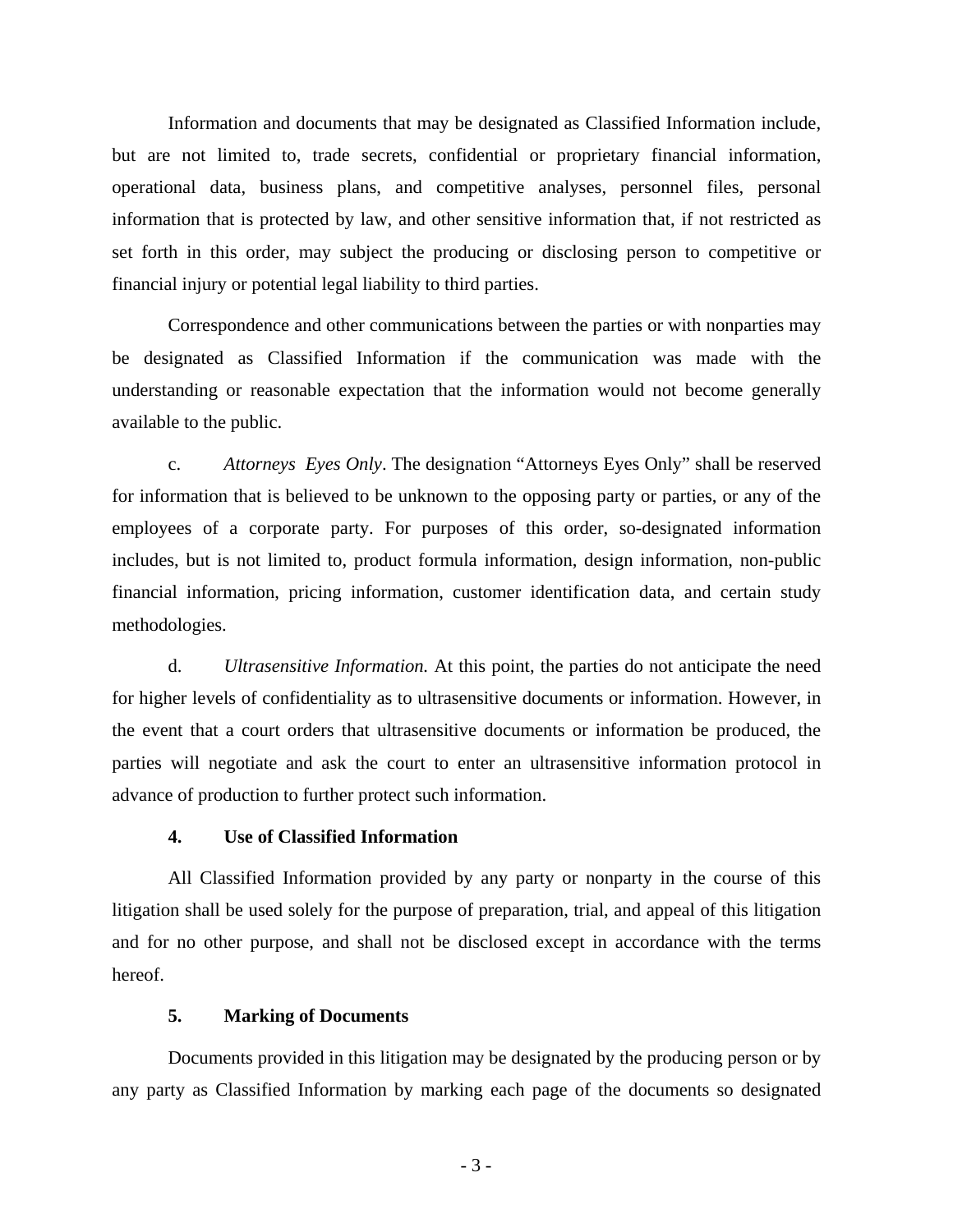Information and documents that may be designated as Classified Information include, but are not limited to, trade secrets, confidential or proprietary financial information, operational data, business plans, and competitive analyses, personnel files, personal information that is protected by law, and other sensitive information that, if not restricted as set forth in this order, may subject the producing or disclosing person to competitive or financial injury or potential legal liability to third parties.

Correspondence and other communications between the parties or with nonparties may be designated as Classified Information if the communication was made with the understanding or reasonable expectation that the information would not become generally available to the public.

c. *Attorneys Eyes Only*. The designation "Attorneys Eyes Only" shall be reserved for information that is believed to be unknown to the opposing party or parties, or any of the employees of a corporate party. For purposes of this order, so-designated information includes, but is not limited to, product formula information, design information, non-public financial information, pricing information, customer identification data, and certain study methodologies.

d. *Ultrasensitive Information.* At this point, the parties do not anticipate the need for higher levels of confidentiality as to ultrasensitive documents or information. However, in the event that a court orders that ultrasensitive documents or information be produced, the parties will negotiate and ask the court to enter an ultrasensitive information protocol in advance of production to further protect such information.

**4. Use of Classified Information**

All Classified Information provided by any party or nonparty in the course of this litigation shall be used solely for the purpose of preparation, trial, and appeal of this litigation and for no other purpose, and shall not be disclosed except in accordance with the terms hereof.

**5. Marking of Documents**

Documents provided in this litigation may be designated by the producing person or by any party as Classified Information by marking each page of the documents so designated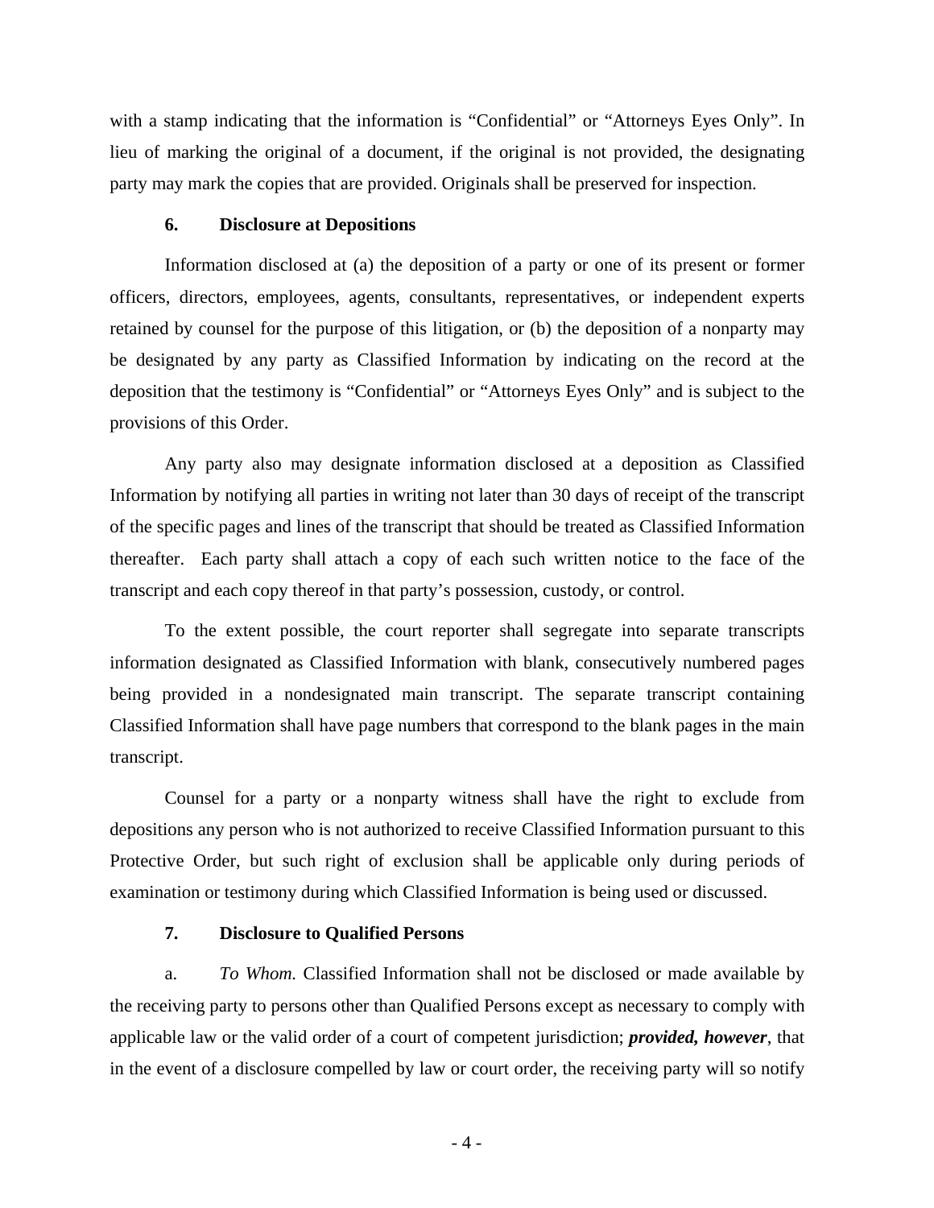with a stamp indicating that the information is "Confidential" or "Attorneys Eyes Only". In lieu of marking the original of a document, if the original is not provided, the designating party may mark the copies that are provided. Originals shall be preserved for inspection.

**6. Disclosure at Depositions**

Information disclosed at (a) the deposition of a party or one of its present or former officers, directors, employees, agents, consultants, representatives, or independent experts retained by counsel for the purpose of this litigation, or (b) the deposition of a nonparty may be designated by any party as Classified Information by indicating on the record at the deposition that the testimony is "Confidential" or "Attorneys Eyes Only" and is subject to the provisions of this Order.

Any party also may designate information disclosed at a deposition as Classified Information by notifying all parties in writing not later than 30 days of receipt of the transcript of the specific pages and lines of the transcript that should be treated as Classified Information thereafter. Each party shall attach a copy of each such written notice to the face of the transcript and each copy thereof in that party's possession, custody, or control.

To the extent possible, the court reporter shall segregate into separate transcripts information designated as Classified Information with blank, consecutively numbered pages being provided in a nondesignated main transcript. The separate transcript containing Classified Information shall have page numbers that correspond to the blank pages in the main transcript.

Counsel for a party or a nonparty witness shall have the right to exclude from depositions any person who is not authorized to receive Classified Information pursuant to this Protective Order, but such right of exclusion shall be applicable only during periods of examination or testimony during which Classified Information is being used or discussed.

**7. Disclosure to Qualified Persons**

a. *To Whom.* Classified Information shall not be disclosed or made available by the receiving party to persons other than Qualified Persons except as necessary to comply with applicable law or the valid order of a court of competent jurisdiction; ***provided, however***, that in the event of a disclosure compelled by law or court order, the receiving party will so notify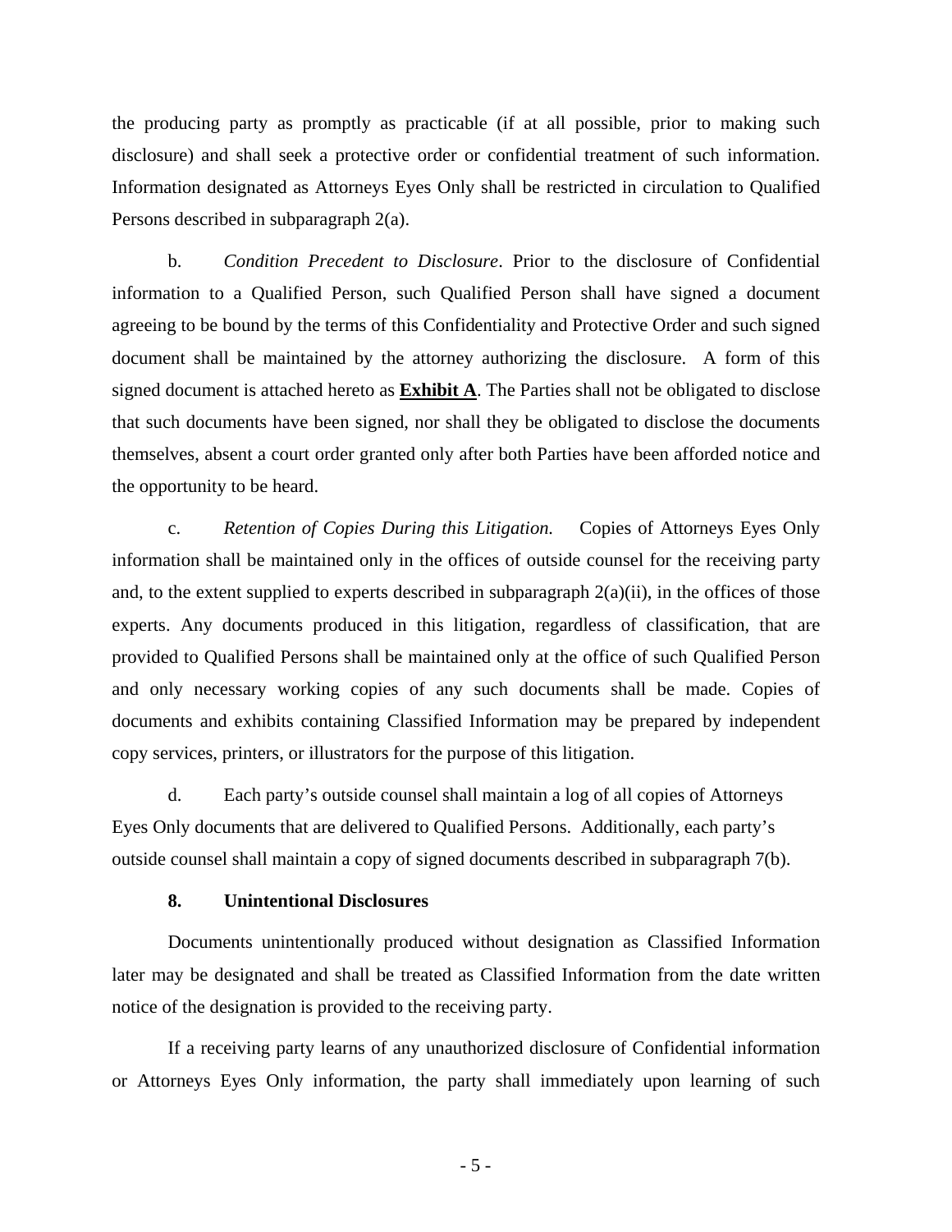the producing party as promptly as practicable (if at all possible, prior to making such disclosure) and shall seek a protective order or confidential treatment of such information. Information designated as Attorneys Eyes Only shall be restricted in circulation to Qualified Persons described in subparagraph 2(a).

b. *Condition Precedent to Disclosure*. Prior to the disclosure of Confidential information to a Qualified Person, such Qualified Person shall have signed a document agreeing to be bound by the terms of this Confidentiality and Protective Order and such signed document shall be maintained by the attorney authorizing the disclosure. A form of this signed document is attached hereto as **Exhibit A**. The Parties shall not be obligated to disclose that such documents have been signed, nor shall they be obligated to disclose the documents themselves, absent a court order granted only after both Parties have been afforded notice and the opportunity to be heard.

c. *Retention of Copies During this Litigation.* Copies of Attorneys Eyes Only information shall be maintained only in the offices of outside counsel for the receiving party and, to the extent supplied to experts described in subparagraph 2(a)(ii), in the offices of those experts. Any documents produced in this litigation, regardless of classification, that are provided to Qualified Persons shall be maintained only at the office of such Qualified Person and only necessary working copies of any such documents shall be made. Copies of documents and exhibits containing Classified Information may be prepared by independent copy services, printers, or illustrators for the purpose of this litigation.

d. Each party's outside counsel shall maintain a log of all copies of Attorneys Eyes Only documents that are delivered to Qualified Persons. Additionally, each party's outside counsel shall maintain a copy of signed documents described in subparagraph 7(b).

### 8. Unintentional Disclosures

Documents unintentionally produced without designation as Classified Information later may be designated and shall be treated as Classified Information from the date written notice of the designation is provided to the receiving party.

If a receiving party learns of any unauthorized disclosure of Confidential information or Attorneys Eyes Only information, the party shall immediately upon learning of such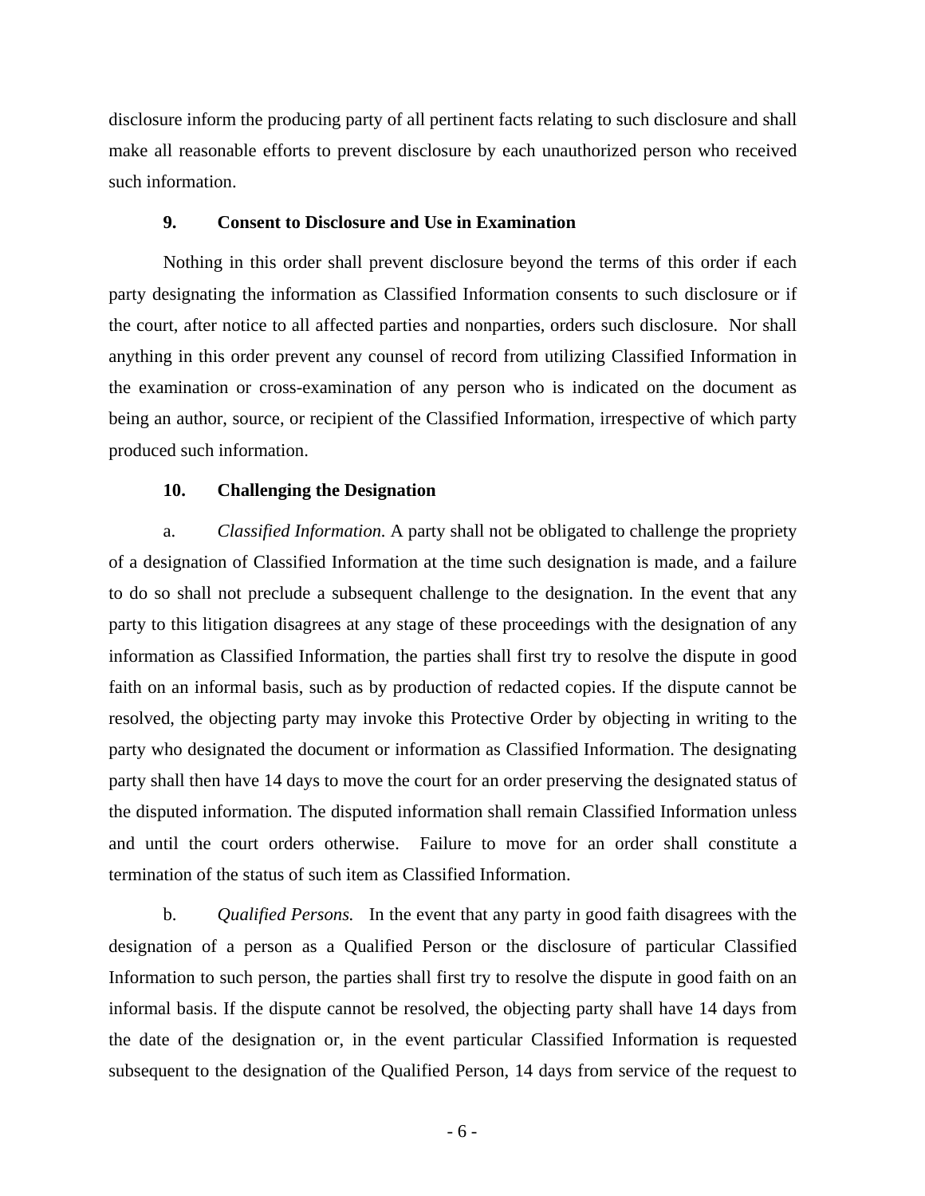disclosure inform the producing party of all pertinent facts relating to such disclosure and shall make all reasonable efforts to prevent disclosure by each unauthorized person who received such information.

### 9. Consent to Disclosure and Use in Examination

Nothing in this order shall prevent disclosure beyond the terms of this order if each party designating the information as Classified Information consents to such disclosure or if the court, after notice to all affected parties and nonparties, orders such disclosure. Nor shall anything in this order prevent any counsel of record from utilizing Classified Information in the examination or cross-examination of any person who is indicated on the document as being an author, source, or recipient of the Classified Information, irrespective of which party produced such information.

### 10. Challenging the Designation

a. *Classified Information.* A party shall not be obligated to challenge the propriety of a designation of Classified Information at the time such designation is made, and a failure to do so shall not preclude a subsequent challenge to the designation. In the event that any party to this litigation disagrees at any stage of these proceedings with the designation of any information as Classified Information, the parties shall first try to resolve the dispute in good faith on an informal basis, such as by production of redacted copies. If the dispute cannot be resolved, the objecting party may invoke this Protective Order by objecting in writing to the party who designated the document or information as Classified Information. The designating party shall then have 14 days to move the court for an order preserving the designated status of the disputed information. The disputed information shall remain Classified Information unless and until the court orders otherwise. Failure to move for an order shall constitute a termination of the status of such item as Classified Information.

b. *Qualified Persons.* In the event that any party in good faith disagrees with the designation of a person as a Qualified Person or the disclosure of particular Classified Information to such person, the parties shall first try to resolve the dispute in good faith on an informal basis. If the dispute cannot be resolved, the objecting party shall have 14 days from the date of the designation or, in the event particular Classified Information is requested subsequent to the designation of the Qualified Person, 14 days from service of the request to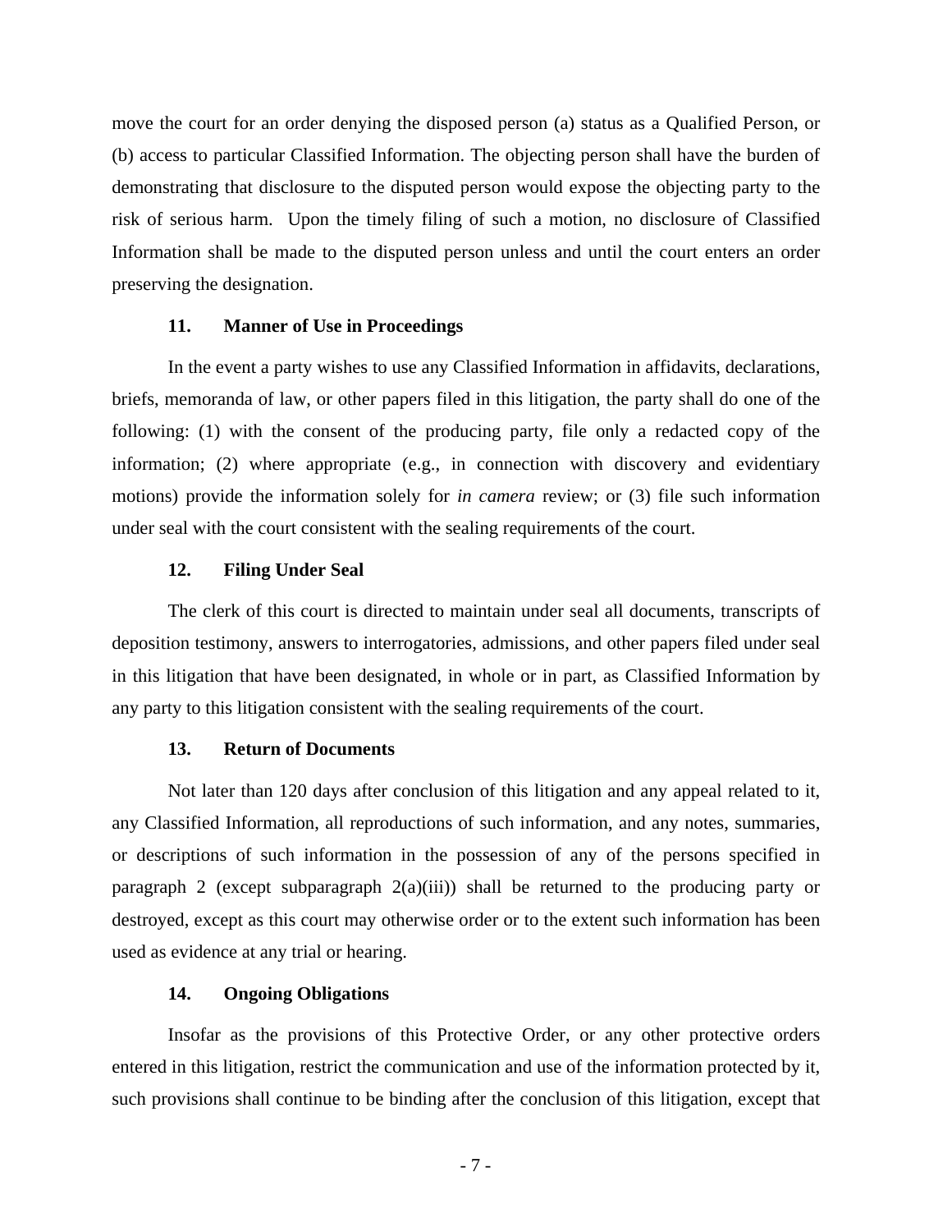move the court for an order denying the disposed person (a) status as a Qualified Person, or (b) access to particular Classified Information. The objecting person shall have the burden of demonstrating that disclosure to the disputed person would expose the objecting party to the risk of serious harm. Upon the timely filing of such a motion, no disclosure of Classified Information shall be made to the disputed person unless and until the court enters an order preserving the designation.

### 11. Manner of Use in Proceedings

In the event a party wishes to use any Classified Information in affidavits, declarations, briefs, memoranda of law, or other papers filed in this litigation, the party shall do one of the following: (1) with the consent of the producing party, file only a redacted copy of the information; (2) where appropriate (e.g., in connection with discovery and evidentiary motions) provide the information solely for *in camera* review; or (3) file such information under seal with the court consistent with the sealing requirements of the court.

### 12. Filing Under Seal

The clerk of this court is directed to maintain under seal all documents, transcripts of deposition testimony, answers to interrogatories, admissions, and other papers filed under seal in this litigation that have been designated, in whole or in part, as Classified Information by any party to this litigation consistent with the sealing requirements of the court.

### 13. Return of Documents

Not later than 120 days after conclusion of this litigation and any appeal related to it, any Classified Information, all reproductions of such information, and any notes, summaries, or descriptions of such information in the possession of any of the persons specified in paragraph 2 (except subparagraph 2(a)(iii)) shall be returned to the producing party or destroyed, except as this court may otherwise order or to the extent such information has been used as evidence at any trial or hearing.

### 14. Ongoing Obligations

Insofar as the provisions of this Protective Order, or any other protective orders entered in this litigation, restrict the communication and use of the information protected by it, such provisions shall continue to be binding after the conclusion of this litigation, except that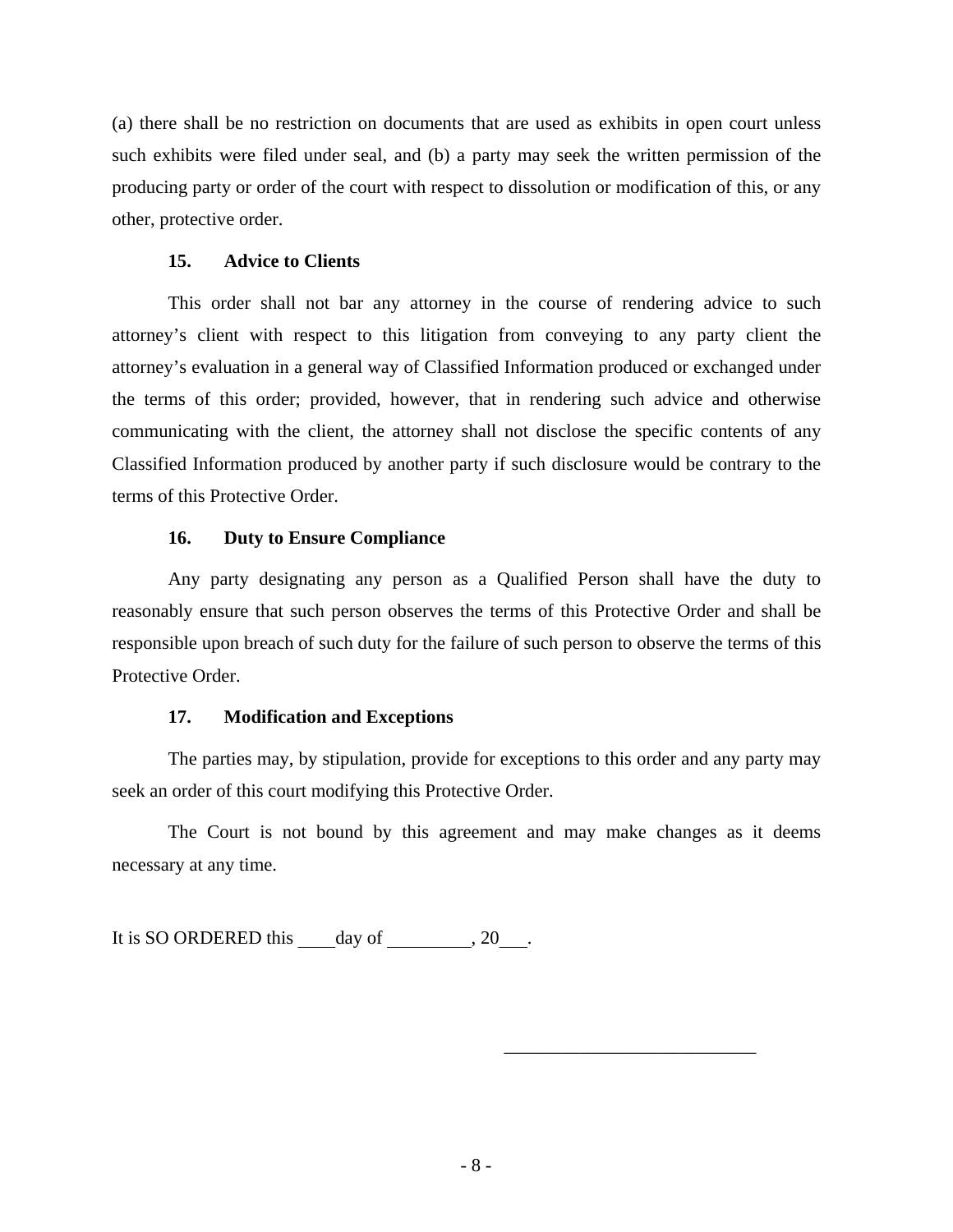(a) there shall be no restriction on documents that are used as exhibits in open court unless such exhibits were filed under seal, and (b) a party may seek the written permission of the producing party or order of the court with respect to dissolution or modification of this, or any other, protective order.

**15. Advice to Clients**

This order shall not bar any attorney in the course of rendering advice to such attorney's client with respect to this litigation from conveying to any party client the attorney's evaluation in a general way of Classified Information produced or exchanged under the terms of this order; provided, however, that in rendering such advice and otherwise communicating with the client, the attorney shall not disclose the specific contents of any Classified Information produced by another party if such disclosure would be contrary to the terms of this Protective Order.

**16. Duty to Ensure Compliance**

Any party designating any person as a Qualified Person shall have the duty to reasonably ensure that such person observes the terms of this Protective Order and shall be responsible upon breach of such duty for the failure of such person to observe the terms of this Protective Order.

**17. Modification and Exceptions**

The parties may, by stipulation, provide for exceptions to this order and any party may seek an order of this court modifying this Protective Order.

The Court is not bound by this agreement and may make changes as it deems necessary at any time.

It is SO ORDERED this ____day of _________, 20___.

___________________________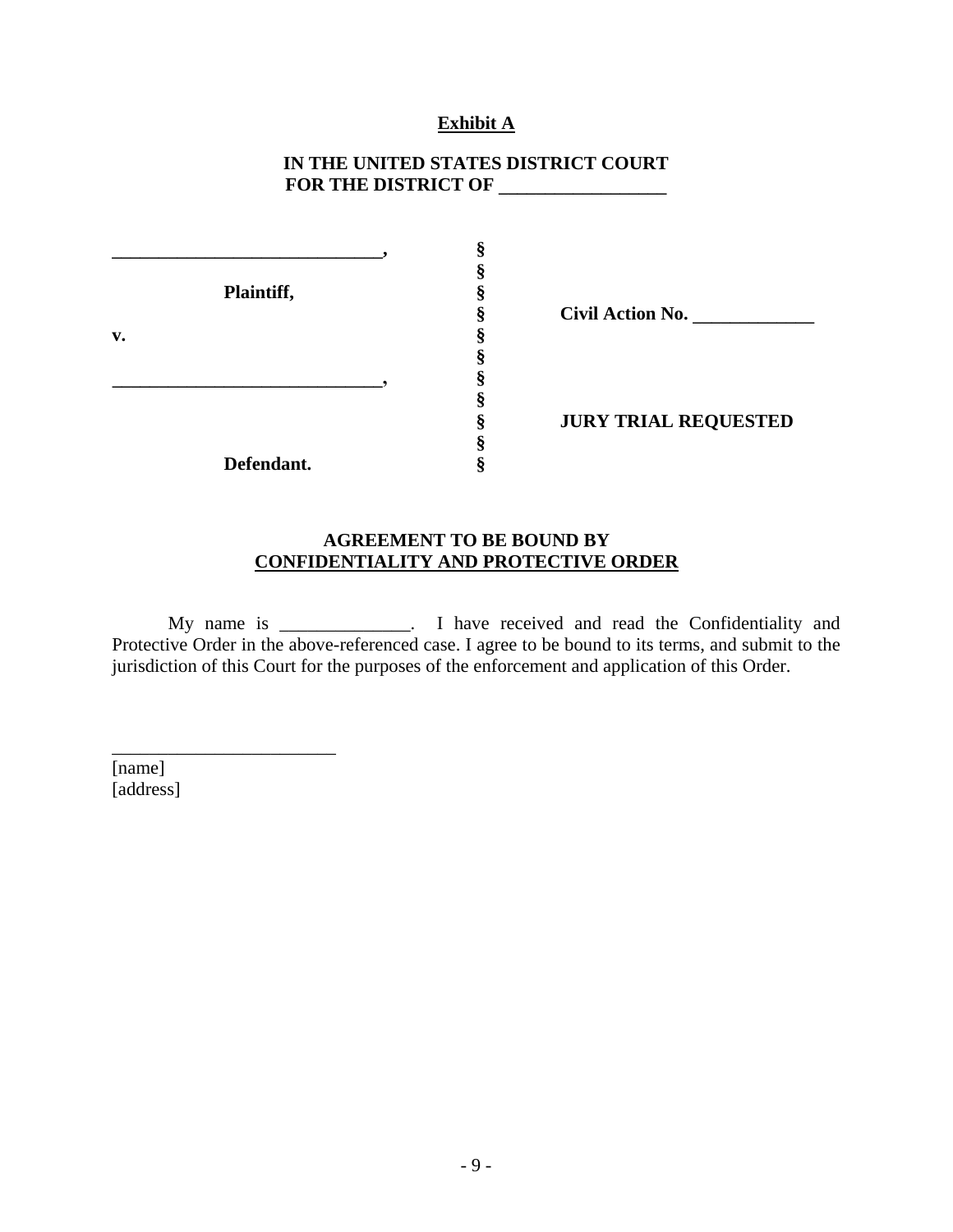**Exhibit A**

**IN THE UNITED STATES DISTRICT COURT**
**FOR THE DISTRICT OF \_\_\_\_\_\_\_\_\_\_\_\_\_\_\_\_\_\_**

| | | |
|---|---|---|
| **\_\_\_\_\_\_\_\_\_\_\_\_\_\_\_\_\_\_\_\_\_\_\_\_\_\_\_\_\_\_,** | **§** | |
| | **§** | |
| **Plaintiff,** | **§** | |
| | **§** | **Civil Action No. \_\_\_\_\_\_\_\_\_\_\_\_\_** |
| **v.** | **§** | |
| | **§** | |
| **\_\_\_\_\_\_\_\_\_\_\_\_\_\_\_\_\_\_\_\_\_\_\_\_\_\_\_\_\_\_,** | **§** | |
| | **§** | |
| | **§** | **JURY TRIAL REQUESTED** |
| | **§** | |
| **Defendant.** | **§** | |

**AGREEMENT TO BE BOUND BY**
**CONFIDENTIALITY AND PROTECTIVE ORDER**

My name is \_\_\_\_\_\_\_\_\_\_\_\_\_\_. I have received and read the Confidentiality and Protective Order in the above-referenced case. I agree to be bound to its terms, and submit to the jurisdiction of this Court for the purposes of the enforcement and application of this Order.

\_\_\_\_\_\_\_\_\_\_\_\_\_\_\_\_\_\_\_\_\_\_\_\_\_
[name]
[address]